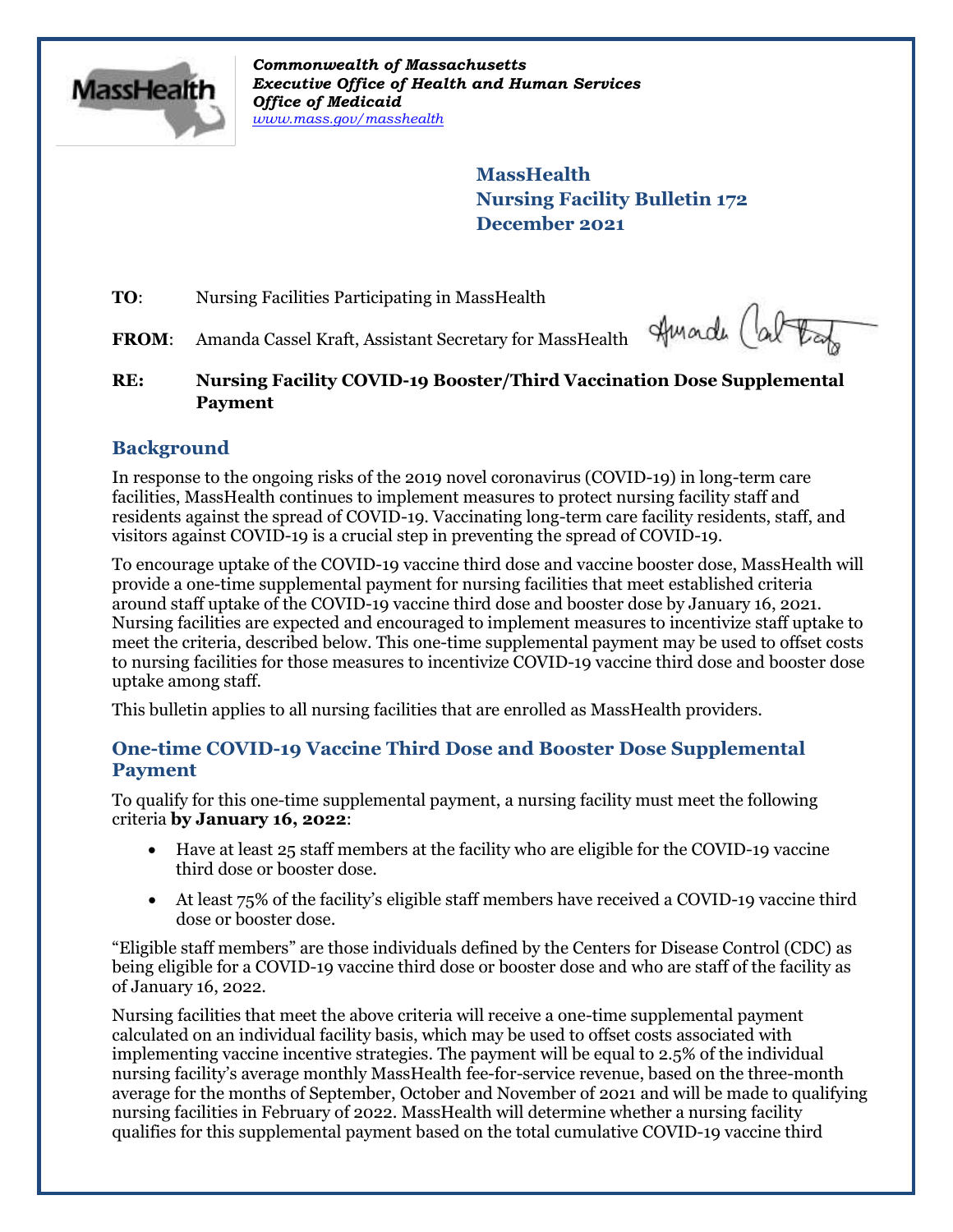*Commonwealth of Massachusetts*
*Executive Office of Health and Human Services*
*Office of Medicaid*
*www.mass.gov/masshealth*

**MassHealth**
**Nursing Facility Bulletin 172**
**December 2021**

**TO**: Nursing Facilities Participating in MassHealth

**FROM**: Amanda Cassel Kraft, Assistant Secretary for MassHealth

**RE: Nursing Facility COVID-19 Booster/Third Vaccination Dose Supplemental Payment**

## Background

In response to the ongoing risks of the 2019 novel coronavirus (COVID-19) in long-term care facilities, MassHealth continues to implement measures to protect nursing facility staff and residents against the spread of COVID-19. Vaccinating long-term care facility residents, staff, and visitors against COVID-19 is a crucial step in preventing the spread of COVID-19.

To encourage uptake of the COVID-19 vaccine third dose and vaccine booster dose, MassHealth will provide a one-time supplemental payment for nursing facilities that meet established criteria around staff uptake of the COVID-19 vaccine third dose and booster dose by January 16, 2021. Nursing facilities are expected and encouraged to implement measures to incentivize staff uptake to meet the criteria, described below. This one-time supplemental payment may be used to offset costs to nursing facilities for those measures to incentivize COVID-19 vaccine third dose and booster dose uptake among staff.

This bulletin applies to all nursing facilities that are enrolled as MassHealth providers.

### One-time COVID-19 Vaccine Third Dose and Booster Dose Supplemental Payment

To qualify for this one-time supplemental payment, a nursing facility must meet the following criteria **by January 16, 2022**:

- Have at least 25 staff members at the facility who are eligible for the COVID-19 vaccine third dose or booster dose.
- At least 75% of the facility's eligible staff members have received a COVID-19 vaccine third dose or booster dose.

"Eligible staff members" are those individuals defined by the Centers for Disease Control (CDC) as being eligible for a COVID-19 vaccine third dose or booster dose and who are staff of the facility as of January 16, 2022.

Nursing facilities that meet the above criteria will receive a one-time supplemental payment calculated on an individual facility basis, which may be used to offset costs associated with implementing vaccine incentive strategies. The payment will be equal to 2.5% of the individual nursing facility's average monthly MassHealth fee-for-service revenue, based on the three-month average for the months of September, October and November of 2021 and will be made to qualifying nursing facilities in February of 2022. MassHealth will determine whether a nursing facility qualifies for this supplemental payment based on the total cumulative COVID-19 vaccine third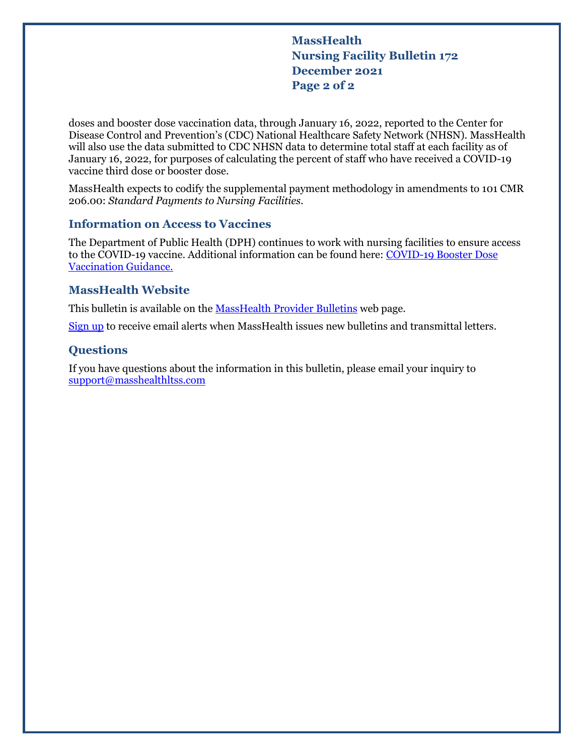doses and booster dose vaccination data, through January 16, 2022, reported to the Center for Disease Control and Prevention's (CDC) National Healthcare Safety Network (NHSN). MassHealth will also use the data submitted to CDC NHSN data to determine total staff at each facility as of January 16, 2022, for purposes of calculating the percent of staff who have received a COVID-19 vaccine third dose or booster dose.

MassHealth expects to codify the supplemental payment methodology in amendments to 101 CMR 206.00: *Standard Payments to Nursing Facilities*.

### Information on Access to Vaccines

The Department of Public Health (DPH) continues to work with nursing facilities to ensure access to the COVID-19 vaccine. Additional information can be found here: COVID-19 Booster Dose Vaccination Guidance.

### MassHealth Website

This bulletin is available on the MassHealth Provider Bulletins web page.

Sign up to receive email alerts when MassHealth issues new bulletins and transmittal letters.

### Questions

If you have questions about the information in this bulletin, please email your inquiry to support@masshealthltss.com